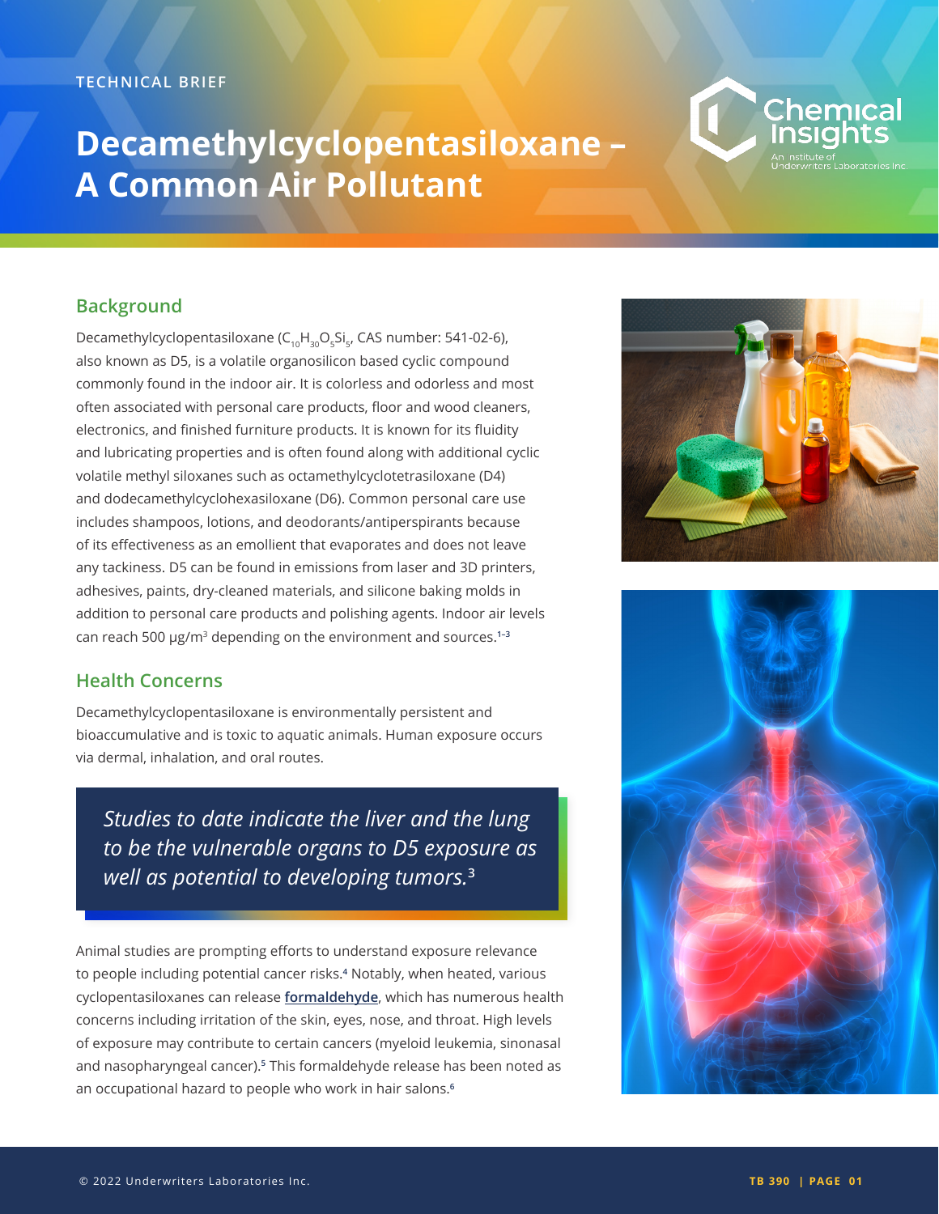TECHNICAL BRIEF

# Decamethylcyclopentasiloxane – A Common Air Pollutant

## Background

Decamethylcyclopentasiloxane ($C_{10}H_{30}O_5Si_5$, CAS number: 541-02-6), also known as D5, is a volatile organosilicon based cyclic compound commonly found in the indoor air. It is colorless and odorless and most often associated with personal care products, floor and wood cleaners, electronics, and finished furniture products. It is known for its fluidity and lubricating properties and is often found along with additional cyclic volatile methyl siloxanes such as octamethylcyclotetrasiloxane (D4) and dodecamethylcyclohexasiloxane (D6). Common personal care use includes shampoos, lotions, and deodorants/antiperspirants because of its effectiveness as an emollient that evaporates and does not leave any tackiness. D5 can be found in emissions from laser and 3D printers, adhesives, paints, dry-cleaned materials, and silicone baking molds in addition to personal care products and polishing agents. Indoor air levels can reach 500 μg/m$^3$ depending on the environment and sources.[1-3]

## Health Concerns

Decamethylcyclopentasiloxane is environmentally persistent and bioaccumulative and is toxic to aquatic animals. Human exposure occurs via dermal, inhalation, and oral routes.

> *Studies to date indicate the liver and the lung to be the vulnerable organs to D5 exposure as well as potential to developing tumors.*[3]

Animal studies are prompting efforts to understand exposure relevance to people including potential cancer risks.[4] Notably, when heated, various cyclopentasiloxanes can release **formaldehyde**, which has numerous health concerns including irritation of the skin, eyes, nose, and throat. High levels of exposure may contribute to certain cancers (myeloid leukemia, sinonasal and nasopharyngeal cancer).[5] This formaldehyde release has been noted as an occupational hazard to people who work in hair salons.[6]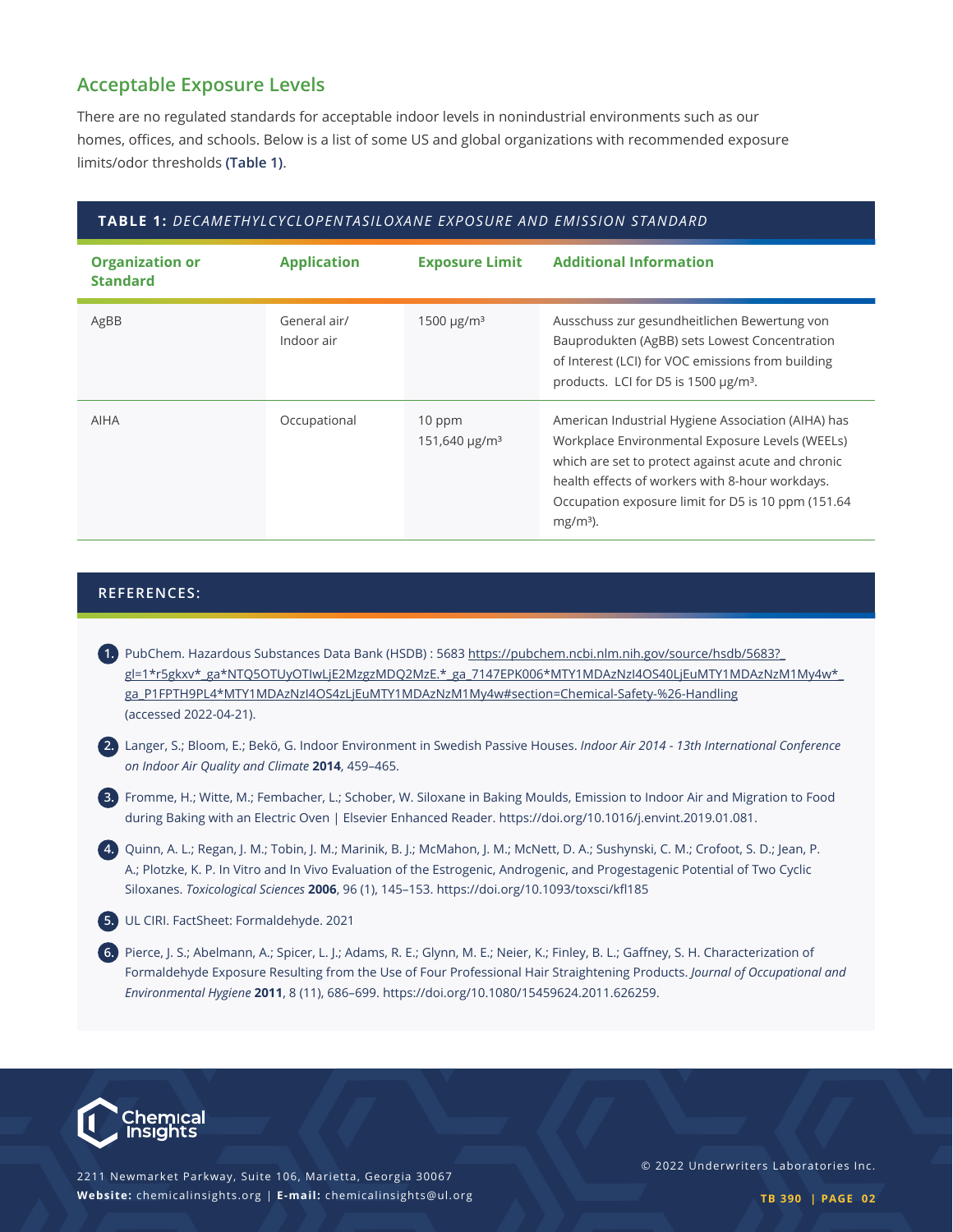## Acceptable Exposure Levels

There are no regulated standards for acceptable indoor levels in nonindustrial environments such as our homes, offices, and schools. Below is a list of some US and global organizations with recommended exposure limits/odor thresholds **(Table 1)**.

**TABLE 1:** *DECAMETHYLCYCLOPENTASILOXANE EXPOSURE AND EMISSION STANDARD*

| Organization or Standard | Application | Exposure Limit | Additional Information |
|---|---|---|---|
| AgBB | General air/ Indoor air | 1500 μg/m³ | Ausschuss zur gesundheitlichen Bewertung von Bauprodukten (AgBB) sets Lowest Concentration of Interest (LCI) for VOC emissions from building products. LCI for D5 is 1500 μg/m³. |
| AIHA | Occupational | 10 ppm 151,640 μg/m³ | American Industrial Hygiene Association (AIHA) has Workplace Environmental Exposure Levels (WEELs) which are set to protect against acute and chronic health effects of workers with 8-hour workdays. Occupation exposure limit for D5 is 10 ppm (151.64 mg/m³). |

## REFERENCES:

1. PubChem. Hazardous Substances Data Bank (HSDB) : 5683 https://pubchem.ncbi.nlm.nih.gov/source/hsdb/5683?_gl=1*r5gkxv*_ga*NTQ5OTUyOTIwLjE2MzgzMDQ2MzE.*_ga_7147EPK006*MTY1MDAzNzI4OS40LjEuMTY1MDAzNzM1My4w*_ga_P1FPTH9PL4*MTY1MDAzNzI4OS4zLjEuMTY1MDAzNzM1My4w#section=Chemical-Safety-%26-Handling (accessed 2022-04-21).
2. Langer, S.; Bloom, E.; Bekö, G. Indoor Environment in Swedish Passive Houses. *Indoor Air 2014 - 13th International Conference on Indoor Air Quality and Climate* **2014**, 459–465.
3. Fromme, H.; Witte, M.; Fembacher, L.; Schober, W. Siloxane in Baking Moulds, Emission to Indoor Air and Migration to Food during Baking with an Electric Oven | Elsevier Enhanced Reader. https://doi.org/10.1016/j.envint.2019.01.081.
4. Quinn, A. L.; Regan, J. M.; Tobin, J. M.; Marinik, B. J.; McMahon, J. M.; McNett, D. A.; Sushynski, C. M.; Crofoot, S. D.; Jean, P. A.; Plotzke, K. P. In Vitro and In Vivo Evaluation of the Estrogenic, Androgenic, and Progestagenic Potential of Two Cyclic Siloxanes. *Toxicological Sciences* **2006**, 96 (1), 145–153. https://doi.org/10.1093/toxsci/kfl185
5. UL CIRI. FactSheet: Formaldehyde. 2021
6. Pierce, J. S.; Abelmann, A.; Spicer, L. J.; Adams, R. E.; Glynn, M. E.; Neier, K.; Finley, B. L.; Gaffney, S. H. Characterization of Formaldehyde Exposure Resulting from the Use of Four Professional Hair Straightening Products. *Journal of Occupational and Environmental Hygiene* **2011**, 8 (11), 686–699. https://doi.org/10.1080/15459624.2011.626259.

Chemical Insights

2211 Newmarket Parkway, Suite 106, Marietta, Georgia 30067
**Website:** chemicalinsights.org | **E-mail:** chemicalinsights@ul.org

© 2022 Underwriters Laboratories Inc.